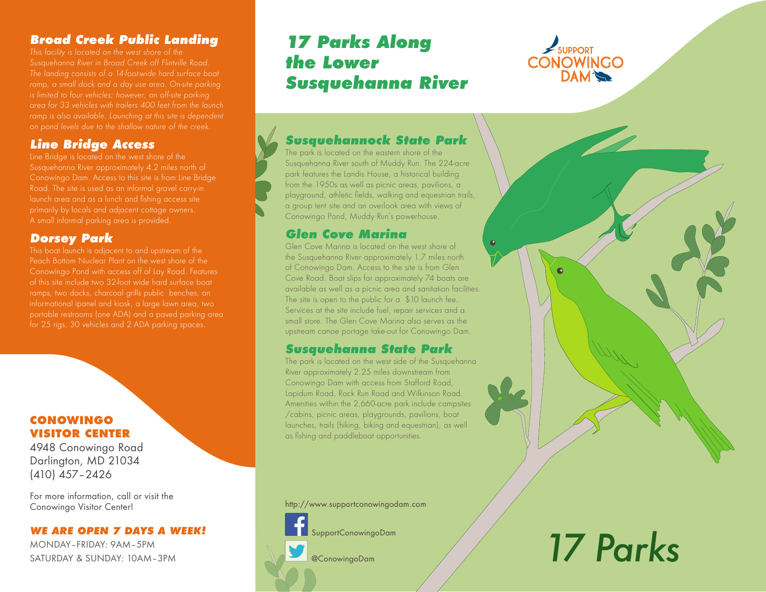## *Broad Creek Public Landing*

*This facility is located on the west shore of the Susquehanna River in Broad Creek off Flintville Road. The landing consists of a 14-foot-wide hard surface boat ramp, a small dock and a day use area. On-site parking is limited to four vehicles; however, an off-site parking area for 33 vehicles with trailers 400 feet from the launch ramp is also available. Launching at this site is dependent on pond levels due to the shallow nature of the creek.*

## *Line Bridge Access*

Line Bridge is located on the west shore of the Susquehanna River approximately 4.2 miles north of Conowingo Dam. Access to this site is from Line Bridge Road. The site is used as an informal gravel carry-in launch area and as a lunch and fishing access site primarily by locals and adjacent cottage owners. A small informal parking area is provided.

## *Dorsey Park*

This boat launch is adjacent to and upstream of the Peach Bottom Nuclear Plant on the west shore of the Conowingo Pond with access off of Lay Road. Features of this site include two 32-foot wide hard surface boat ramps, two docks, charcoal grills public benches, an informational ipanel and kiosk, a large lawn area, two portable restrooms (one ADA) and a paved parking area for 25 rigs, 30 vehicles and 2 ADA parking spaces.

### CONOWINGO VISITOR CENTER

4948 Conowingo Road
Darlington, MD 21034
(410) 457-2426

For more information, call or visit the Conowingo Visitor Center!

**_WE ARE OPEN 7 DAYS A WEEK!_**

MONDAY–FRIDAY: 9AM–5PM
SATURDAY & SUNDAY: 10AM–3PM

# *17 Parks Along the Lower Susquehanna River*

SUPPORT CONOWINGO DAM

## *Susquehannock State Park*

The park is located on the eastern shore of the Susquehanna River south of Muddy Run. The 224-acre park features the Landis House, a historical building from the 1950s as well as picnic areas, pavilions, a playground, athletic fields, walking and equestrian trails, a group tent site and an overlook area with views of Conowingo Pond, Muddy Run's powerhouse.

## *Glen Cove Marina*

Glen Cove Marina is located on the west shore of the Susquehanna River approximately 1.7 miles north of Conowingo Dam. Access to the site is from Glen Cove Road. Boat slips for approximately 74 boats are available as well as a picnic area and sanitation facilities. The site is open to the public for a $10 launch fee. Services at the site include fuel, repair services and a small store. The Glen Cove Marina also serves as the upstream canoe portage take-out for Conowingo Dam.

## *Susquehanna State Park*

The park is located on the west side of the Susquehanna River approximately 2.25 miles downstream from Conowingo Dam with access from Stafford Road, Lapidum Road, Rock Run Road and Wilkinson Road. Amenities within the 2,660-acre park include campsites /cabins, picnic areas, playgrounds, pavilions, boat launches, trails (hiking, biking and equestrian), as well as fishing and paddleboat opportunities.

http://www.supportconowingodam.com

SupportConowingoDam

@ConowingoDam

*17 Parks*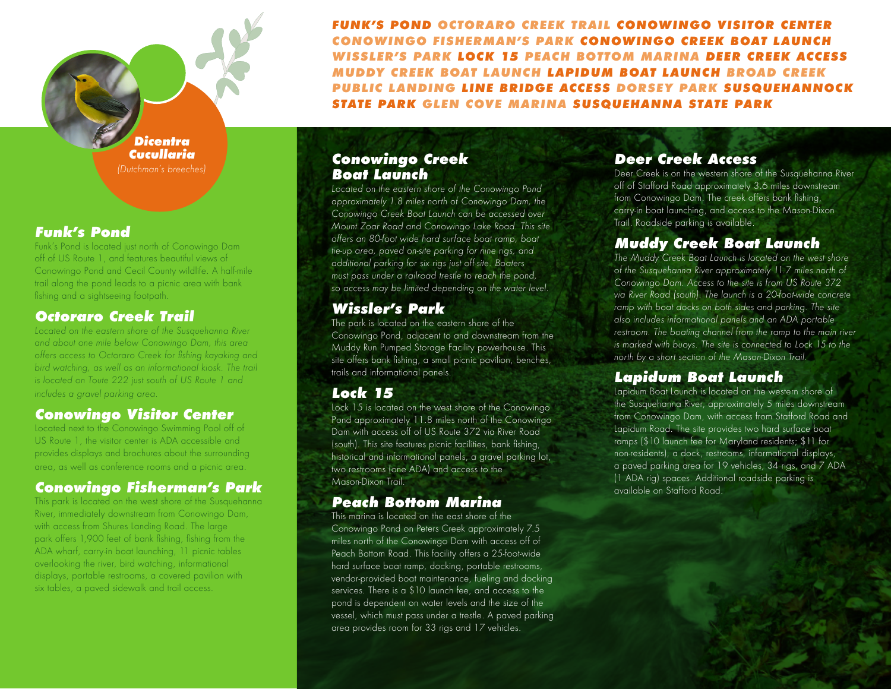FUNK'S POND OCTORARO CREEK TRAIL CONOWINGO VISITOR CENTER CONOWINGO FISHERMAN'S PARK CONOWINGO CREEK BOAT LAUNCH WISSLER'S PARK LOCK 15 PEACH BOTTOM MARINA DEER CREEK ACCESS MUDDY CREEK BOAT LAUNCH LAPIDUM BOAT LAUNCH BROAD CREEK PUBLIC LANDING LINE BRIDGE ACCESS DORSEY PARK SUSQUEHANNOCK STATE PARK GLEN COVE MARINA SUSQUEHANNA STATE PARK

***Dicentra Cucullaria***
*(Dutchman's breeches)*

## Funk's Pond

Funk's Pond is located just north of Conowingo Dam off of US Route 1, and features beautiful views of Conowingo Pond and Cecil County wildlife. A half-mile trail along the pond leads to a picnic area with bank fishing and a sightseeing footpath.

## Octoraro Creek Trail

*Located on the eastern shore of the Susquehanna River and about one mile below Conowingo Dam, this area offers access to Octoraro Creek for fishing kayaking and bird watching, as well as an informational kiosk. The trail is located on Toute 222 just south of US Route 1 and includes a gravel parking area.*

## Conowingo Visitor Center

Located next to the Conowingo Swimming Pool off of US Route 1, the visitor center is ADA accessible and provides displays and brochures about the surrounding area, as well as conference rooms and a picnic area.

## Conowingo Fisherman's Park

This park is located on the west shore of the Susquehanna River, immediately downstream from Conowingo Dam, with access from Shures Landing Road. The large park offers 1,900 feet of bank fishing, fishing from the ADA wharf, carry-in boat launching, 11 picnic tables overlooking the river, bird watching, informational displays, portable restrooms, a covered pavilion with six tables, a paved sidewalk and trail access.

## Conowingo Creek Boat Launch

*Located on the eastern shore of the Conowingo Pond approximately 1.8 miles north of Conowingo Dam, the Conowingo Creek Boat Launch can be accessed over Mount Zoar Road and Conowingo Lake Road. This site offers an 80-foot wide hard surface boat ramp, boat tie-up area, paved on-site parking for nine rigs, and additional parking for six rigs just off-site. Boaters must pass under a railroad trestle to reach the pond, so access may be limited depending on the water level.*

## Wissler's Park

The park is located on the eastern shore of the Conowingo Pond, adjacent to and downstream from the Muddy Run Pumped Storage Facility powerhouse. This site offers bank fishing, a small picnic pavilion, benches, trails and informational panels.

## Lock 15

Lock 15 is located on the west shore of the Conowingo Pond approximately 11.8 miles north of the Conowingo Dam with access off of US Route 372 via River Road (south). This site features picnic facilities, bank fishing, historical and informational panels, a gravel parking lot, two restrooms (one ADA) and access to the Mason-Dixon Trail.

## Peach Bottom Marina

This marina is located on the east shore of the Conowingo Pond on Peters Creek approximately 7.5 miles north of the Conowingo Dam with access off of Peach Bottom Road. This facility offers a 25-foot-wide hard surface boat ramp, docking, portable restrooms, vendor-provided boat maintenance, fueling and docking services. There is a $10 launch fee, and access to the pond is dependent on water levels and the size of the vessel, which must pass under a trestle. A paved parking area provides room for 33 rigs and 17 vehicles.

## Deer Creek Access

Deer Creek is on the western shore of the Susquehanna River off of Stafford Road approximately 3.6 miles downstream from Conowingo Dam. The creek offers bank fishing, carry-in boat launching, and access to the Mason-Dixon Trail. Roadside parking is available.

## Muddy Creek Boat Launch

*The Muddy Creek Boat Launch is located on the west shore of the Susquehanna River approximately 11.7 miles north of Conowingo Dam. Access to the site is from US Route 372 via River Road (south). The launch is a 20-foot-wide concrete ramp with boat docks on both sides and parking. The site also includes informational panels and an ADA portable restroom. The boating channel from the ramp to the main river is marked with buoys. The site is connected to Lock 15 to the north by a short section of the Mason-Dixon Trail.*

## Lapidum Boat Launch

Lapidum Boat Launch is located on the western shore of the Susquehanna River, approximately 5 miles downstream from Conowingo Dam, with access from Stafford Road and Lapidum Road. The site provides two hard surface boat ramps ($10 launch fee for Maryland residents; $11 for non-residents), a dock, restrooms, informational displays, a paved parking area for 19 vehicles, 34 rigs, and 7 ADA (1 ADA rig) spaces. Additional roadside parking is available on Stafford Road.